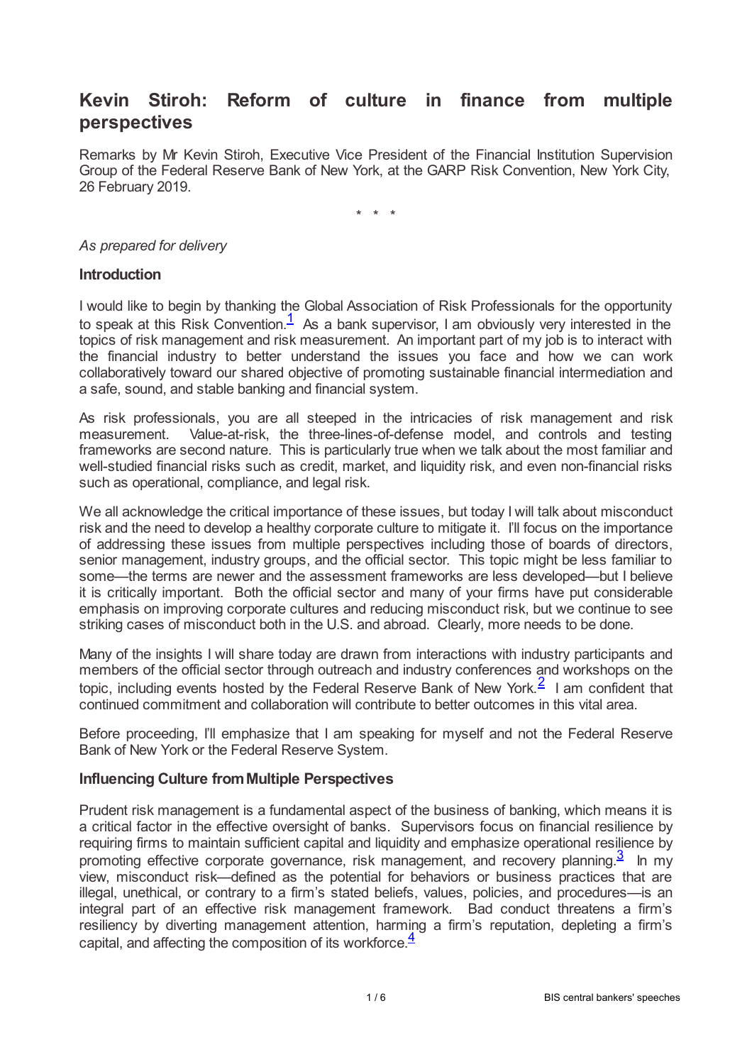# Kevin Stiroh: Reform of culture in finance from multiple perspectives

Remarks by Mr Kevin Stiroh, Executive Vice President of the Financial Institution Supervision Group of the Federal Reserve Bank of New York, at the GARP Risk Convention, New York City, 26 February 2019.

\* \* \*

*As prepared for delivery*

## Introduction

I would like to begin by thanking the Global Association of Risk Professionals for the opportunity to speak at this Risk Convention.[1] As a bank supervisor, I am obviously very interested in the topics of risk management and risk measurement. An important part of my job is to interact with the financial industry to better understand the issues you face and how we can work collaboratively toward our shared objective of promoting sustainable financial intermediation and a safe, sound, and stable banking and financial system.

As risk professionals, you are all steeped in the intricacies of risk management and risk measurement. Value-at-risk, the three-lines-of-defense model, and controls and testing frameworks are second nature. This is particularly true when we talk about the most familiar and well-studied financial risks such as credit, market, and liquidity risk, and even non-financial risks such as operational, compliance, and legal risk.

We all acknowledge the critical importance of these issues, but today I will talk about misconduct risk and the need to develop a healthy corporate culture to mitigate it. I'll focus on the importance of addressing these issues from multiple perspectives including those of boards of directors, senior management, industry groups, and the official sector. This topic might be less familiar to some—the terms are newer and the assessment frameworks are less developed—but I believe it is critically important. Both the official sector and many of your firms have put considerable emphasis on improving corporate cultures and reducing misconduct risk, but we continue to see striking cases of misconduct both in the U.S. and abroad. Clearly, more needs to be done.

Many of the insights I will share today are drawn from interactions with industry participants and members of the official sector through outreach and industry conferences and workshops on the topic, including events hosted by the Federal Reserve Bank of New York.[2] I am confident that continued commitment and collaboration will contribute to better outcomes in this vital area.

Before proceeding, I'll emphasize that I am speaking for myself and not the Federal Reserve Bank of New York or the Federal Reserve System.

## Influencing Culture from Multiple Perspectives

Prudent risk management is a fundamental aspect of the business of banking, which means it is a critical factor in the effective oversight of banks. Supervisors focus on financial resilience by requiring firms to maintain sufficient capital and liquidity and emphasize operational resilience by promoting effective corporate governance, risk management, and recovery planning.[3] In my view, misconduct risk—defined as the potential for behaviors or business practices that are illegal, unethical, or contrary to a firm's stated beliefs, values, policies, and procedures—is an integral part of an effective risk management framework. Bad conduct threatens a firm's resiliency by diverting management attention, harming a firm's reputation, depleting a firm's capital, and affecting the composition of its workforce.[4]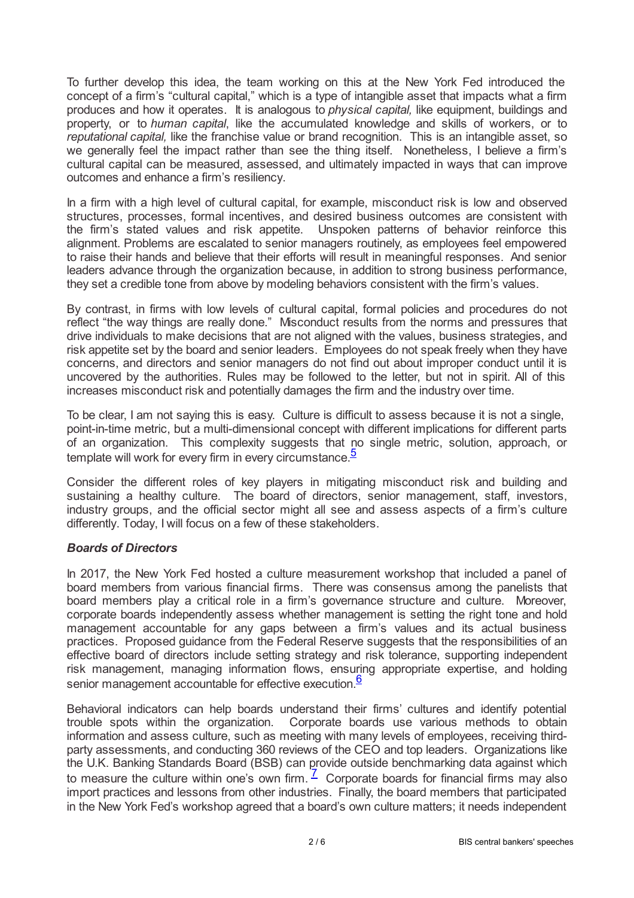To further develop this idea, the team working on this at the New York Fed introduced the concept of a firm's "cultural capital," which is a type of intangible asset that impacts what a firm produces and how it operates. It is analogous to *physical capital,* like equipment, buildings and property, or to *human capital*, like the accumulated knowledge and skills of workers, or to *reputational capital,* like the franchise value or brand recognition. This is an intangible asset, so we generally feel the impact rather than see the thing itself. Nonetheless, I believe a firm's cultural capital can be measured, assessed, and ultimately impacted in ways that can improve outcomes and enhance a firm's resiliency.

In a firm with a high level of cultural capital, for example, misconduct risk is low and observed structures, processes, formal incentives, and desired business outcomes are consistent with the firm's stated values and risk appetite. Unspoken patterns of behavior reinforce this alignment. Problems are escalated to senior managers routinely, as employees feel empowered to raise their hands and believe that their efforts will result in meaningful responses. And senior leaders advance through the organization because, in addition to strong business performance, they set a credible tone from above by modeling behaviors consistent with the firm's values.

By contrast, in firms with low levels of cultural capital, formal policies and procedures do not reflect "the way things are really done." Misconduct results from the norms and pressures that drive individuals to make decisions that are not aligned with the values, business strategies, and risk appetite set by the board and senior leaders. Employees do not speak freely when they have concerns, and directors and senior managers do not find out about improper conduct until it is uncovered by the authorities. Rules may be followed to the letter, but not in spirit. All of this increases misconduct risk and potentially damages the firm and the industry over time.

To be clear, I am not saying this is easy. Culture is difficult to assess because it is not a single, point-in-time metric, but a multi-dimensional concept with different implications for different parts of an organization. This complexity suggests that no single metric, solution, approach, or template will work for every firm in every circumstance.[5]

Consider the different roles of key players in mitigating misconduct risk and building and sustaining a healthy culture. The board of directors, senior management, staff, investors, industry groups, and the official sector might all see and assess aspects of a firm's culture differently. Today, I will focus on a few of these stakeholders.

### *Boards of Directors*

In 2017, the New York Fed hosted a culture measurement workshop that included a panel of board members from various financial firms. There was consensus among the panelists that board members play a critical role in a firm's governance structure and culture. Moreover, corporate boards independently assess whether management is setting the right tone and hold management accountable for any gaps between a firm's values and its actual business practices. Proposed guidance from the Federal Reserve suggests that the responsibilities of an effective board of directors include setting strategy and risk tolerance, supporting independent risk management, managing information flows, ensuring appropriate expertise, and holding senior management accountable for effective execution.[6]

Behavioral indicators can help boards understand their firms' cultures and identify potential trouble spots within the organization. Corporate boards use various methods to obtain information and assess culture, such as meeting with many levels of employees, receiving third-party assessments, and conducting 360 reviews of the CEO and top leaders. Organizations like the U.K. Banking Standards Board (BSB) can provide outside benchmarking data against which to measure the culture within one's own firm.[7] Corporate boards for financial firms may also import practices and lessons from other industries. Finally, the board members that participated in the New York Fed's workshop agreed that a board's own culture matters; it needs independent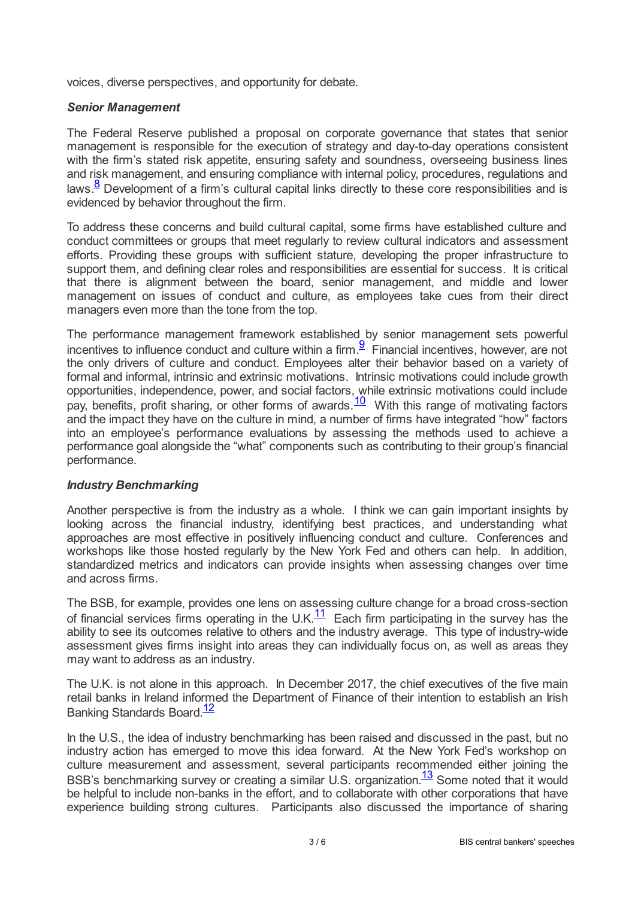voices, diverse perspectives, and opportunity for debate.

### *Senior Management*

The Federal Reserve published a proposal on corporate governance that states that senior management is responsible for the execution of strategy and day-to-day operations consistent with the firm's stated risk appetite, ensuring safety and soundness, overseeing business lines and risk management, and ensuring compliance with internal policy, procedures, regulations and laws.[8] Development of a firm's cultural capital links directly to these core responsibilities and is evidenced by behavior throughout the firm.

To address these concerns and build cultural capital, some firms have established culture and conduct committees or groups that meet regularly to review cultural indicators and assessment efforts. Providing these groups with sufficient stature, developing the proper infrastructure to support them, and defining clear roles and responsibilities are essential for success. It is critical that there is alignment between the board, senior management, and middle and lower management on issues of conduct and culture, as employees take cues from their direct managers even more than the tone from the top.

The performance management framework established by senior management sets powerful incentives to influence conduct and culture within a firm.[9] Financial incentives, however, are not the only drivers of culture and conduct. Employees alter their behavior based on a variety of formal and informal, intrinsic and extrinsic motivations. Intrinsic motivations could include growth opportunities, independence, power, and social factors, while extrinsic motivations could include pay, benefits, profit sharing, or other forms of awards.[10] With this range of motivating factors and the impact they have on the culture in mind, a number of firms have integrated "how" factors into an employee's performance evaluations by assessing the methods used to achieve a performance goal alongside the "what" components such as contributing to their group's financial performance.

### *Industry Benchmarking*

Another perspective is from the industry as a whole. I think we can gain important insights by looking across the financial industry, identifying best practices, and understanding what approaches are most effective in positively influencing conduct and culture. Conferences and workshops like those hosted regularly by the New York Fed and others can help. In addition, standardized metrics and indicators can provide insights when assessing changes over time and across firms.

The BSB, for example, provides one lens on assessing culture change for a broad cross-section of financial services firms operating in the U.K.[11] Each firm participating in the survey has the ability to see its outcomes relative to others and the industry average. This type of industry-wide assessment gives firms insight into areas they can individually focus on, as well as areas they may want to address as an industry.

The U.K. is not alone in this approach. In December 2017, the chief executives of the five main retail banks in Ireland informed the Department of Finance of their intention to establish an Irish Banking Standards Board.[12]

In the U.S., the idea of industry benchmarking has been raised and discussed in the past, but no industry action has emerged to move this idea forward. At the New York Fed's workshop on culture measurement and assessment, several participants recommended either joining the BSB's benchmarking survey or creating a similar U.S. organization.[13] Some noted that it would be helpful to include non-banks in the effort, and to collaborate with other corporations that have experience building strong cultures. Participants also discussed the importance of sharing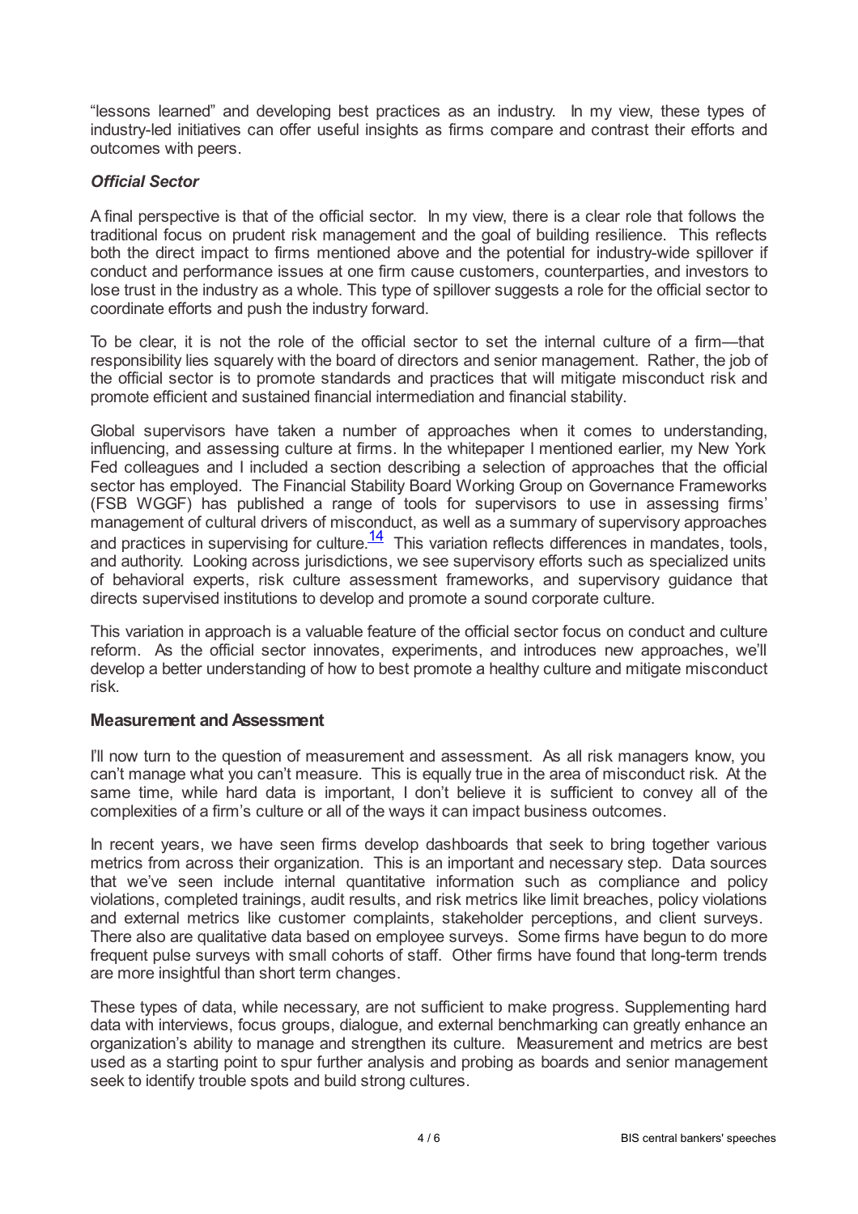"lessons learned" and developing best practices as an industry. In my view, these types of industry-led initiatives can offer useful insights as firms compare and contrast their efforts and outcomes with peers.

### *Official Sector*

A final perspective is that of the official sector. In my view, there is a clear role that follows the traditional focus on prudent risk management and the goal of building resilience. This reflects both the direct impact to firms mentioned above and the potential for industry-wide spillover if conduct and performance issues at one firm cause customers, counterparties, and investors to lose trust in the industry as a whole. This type of spillover suggests a role for the official sector to coordinate efforts and push the industry forward.

To be clear, it is not the role of the official sector to set the internal culture of a firm—that responsibility lies squarely with the board of directors and senior management. Rather, the job of the official sector is to promote standards and practices that will mitigate misconduct risk and promote efficient and sustained financial intermediation and financial stability.

Global supervisors have taken a number of approaches when it comes to understanding, influencing, and assessing culture at firms. In the whitepaper I mentioned earlier, my New York Fed colleagues and I included a section describing a selection of approaches that the official sector has employed. The Financial Stability Board Working Group on Governance Frameworks (FSB WGGF) has published a range of tools for supervisors to use in assessing firms' management of cultural drivers of misconduct, as well as a summary of supervisory approaches and practices in supervising for culture.[14] This variation reflects differences in mandates, tools, and authority. Looking across jurisdictions, we see supervisory efforts such as specialized units of behavioral experts, risk culture assessment frameworks, and supervisory guidance that directs supervised institutions to develop and promote a sound corporate culture.

This variation in approach is a valuable feature of the official sector focus on conduct and culture reform. As the official sector innovates, experiments, and introduces new approaches, we'll develop a better understanding of how to best promote a healthy culture and mitigate misconduct risk.

## **Measurement and Assessment**

I'll now turn to the question of measurement and assessment. As all risk managers know, you can't manage what you can't measure. This is equally true in the area of misconduct risk. At the same time, while hard data is important, I don't believe it is sufficient to convey all of the complexities of a firm's culture or all of the ways it can impact business outcomes.

In recent years, we have seen firms develop dashboards that seek to bring together various metrics from across their organization. This is an important and necessary step. Data sources that we've seen include internal quantitative information such as compliance and policy violations, completed trainings, audit results, and risk metrics like limit breaches, policy violations and external metrics like customer complaints, stakeholder perceptions, and client surveys. There also are qualitative data based on employee surveys. Some firms have begun to do more frequent pulse surveys with small cohorts of staff. Other firms have found that long-term trends are more insightful than short term changes.

These types of data, while necessary, are not sufficient to make progress. Supplementing hard data with interviews, focus groups, dialogue, and external benchmarking can greatly enhance an organization's ability to manage and strengthen its culture. Measurement and metrics are best used as a starting point to spur further analysis and probing as boards and senior management seek to identify trouble spots and build strong cultures.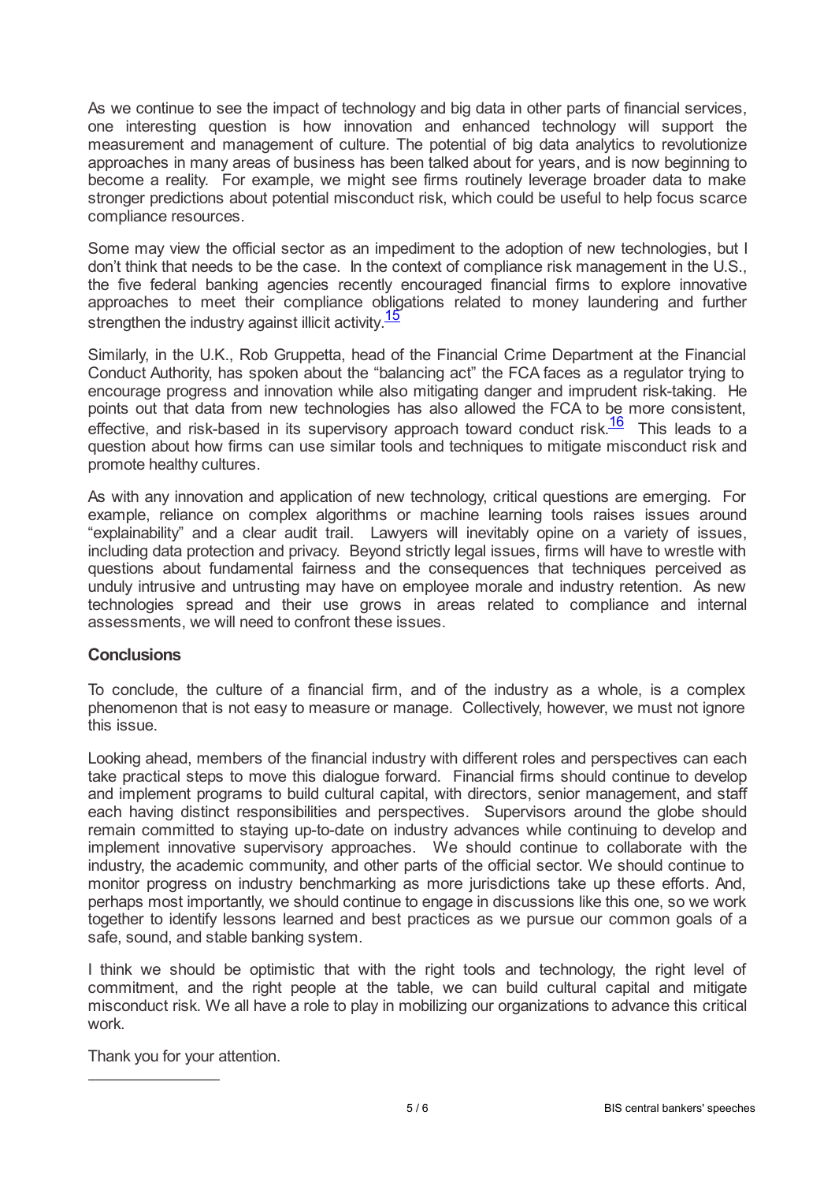As we continue to see the impact of technology and big data in other parts of financial services, one interesting question is how innovation and enhanced technology will support the measurement and management of culture. The potential of big data analytics to revolutionize approaches in many areas of business has been talked about for years, and is now beginning to become a reality. For example, we might see firms routinely leverage broader data to make stronger predictions about potential misconduct risk, which could be useful to help focus scarce compliance resources.

Some may view the official sector as an impediment to the adoption of new technologies, but I don't think that needs to be the case. In the context of compliance risk management in the U.S., the five federal banking agencies recently encouraged financial firms to explore innovative approaches to meet their compliance obligations related to money laundering and further strengthen the industry against illicit activity.[15]

Similarly, in the U.K., Rob Gruppetta, head of the Financial Crime Department at the Financial Conduct Authority, has spoken about the "balancing act" the FCA faces as a regulator trying to encourage progress and innovation while also mitigating danger and imprudent risk-taking. He points out that data from new technologies has also allowed the FCA to be more consistent, effective, and risk-based in its supervisory approach toward conduct risk.[16] This leads to a question about how firms can use similar tools and techniques to mitigate misconduct risk and promote healthy cultures.

As with any innovation and application of new technology, critical questions are emerging. For example, reliance on complex algorithms or machine learning tools raises issues around "explainability" and a clear audit trail. Lawyers will inevitably opine on a variety of issues, including data protection and privacy. Beyond strictly legal issues, firms will have to wrestle with questions about fundamental fairness and the consequences that techniques perceived as unduly intrusive and untrusting may have on employee morale and industry retention. As new technologies spread and their use grows in areas related to compliance and internal assessments, we will need to confront these issues.

### Conclusions

To conclude, the culture of a financial firm, and of the industry as a whole, is a complex phenomenon that is not easy to measure or manage. Collectively, however, we must not ignore this issue.

Looking ahead, members of the financial industry with different roles and perspectives can each take practical steps to move this dialogue forward. Financial firms should continue to develop and implement programs to build cultural capital, with directors, senior management, and staff each having distinct responsibilities and perspectives. Supervisors around the globe should remain committed to staying up-to-date on industry advances while continuing to develop and implement innovative supervisory approaches. We should continue to collaborate with the industry, the academic community, and other parts of the official sector. We should continue to monitor progress on industry benchmarking as more jurisdictions take up these efforts. And, perhaps most importantly, we should continue to engage in discussions like this one, so we work together to identify lessons learned and best practices as we pursue our common goals of a safe, sound, and stable banking system.

I think we should be optimistic that with the right tools and technology, the right level of commitment, and the right people at the table, we can build cultural capital and mitigate misconduct risk. We all have a role to play in mobilizing our organizations to advance this critical work.

Thank you for your attention.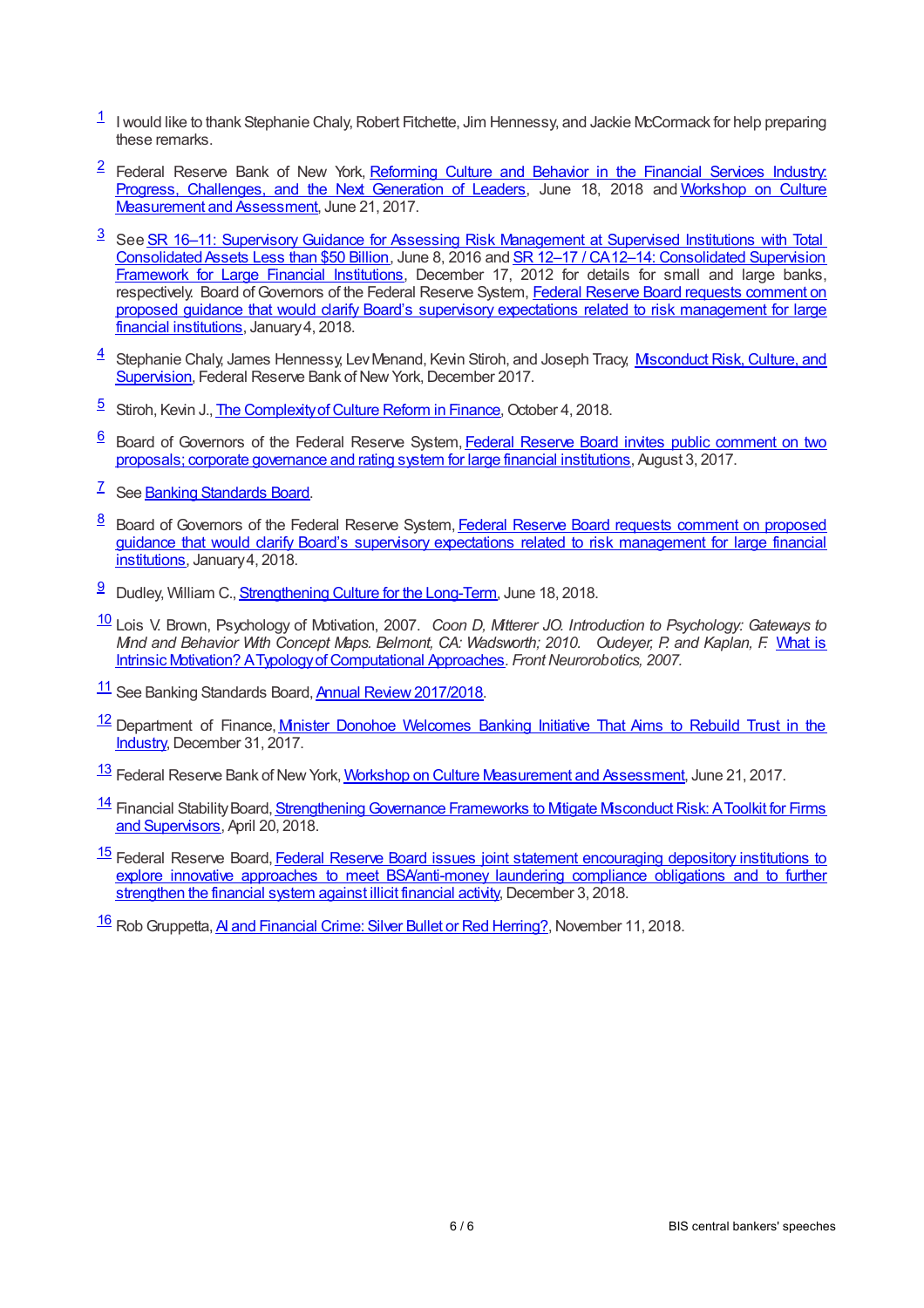[1] I would like to thank Stephanie Chaly, Robert Fitchette, Jim Hennessy, and Jackie McCormack for help preparing these remarks.

[2] Federal Reserve Bank of New York, Reforming Culture and Behavior in the Financial Services Industry: Progress, Challenges, and the Next Generation of Leaders, June 18, 2018 and Workshop on Culture Measurement and Assessment, June 21, 2017.

[3] See SR 16–11: Supervisory Guidance for Assessing Risk Management at Supervised Institutions with Total Consolidated Assets Less than $50 Billion, June 8, 2016 and SR 12–17 / CA 12–14: Consolidated Supervision Framework for Large Financial Institutions, December 17, 2012 for details for small and large banks, respectively. Board of Governors of the Federal Reserve System, Federal Reserve Board requests comment on proposed guidance that would clarify Board's supervisory expectations related to risk management for large financial institutions, January 4, 2018.

[4] Stephanie Chaly, James Hennessy, Lev Menand, Kevin Stiroh, and Joseph Tracy, Misconduct Risk, Culture, and Supervision, Federal Reserve Bank of New York, December 2017.

[5] Stiroh, Kevin J., The Complexity of Culture Reform in Finance, October 4, 2018.

[6] Board of Governors of the Federal Reserve System, Federal Reserve Board invites public comment on two proposals; corporate governance and rating system for large financial institutions, August 3, 2017.

[7] See Banking Standards Board.

[8] Board of Governors of the Federal Reserve System, Federal Reserve Board requests comment on proposed guidance that would clarify Board's supervisory expectations related to risk management for large financial institutions, January 4, 2018.

[9] Dudley, William C., Strengthening Culture for the Long-Term, June 18, 2018.

[10] Lois V. Brown, Psychology of Motivation, 2007. *Coon D, Mitterer JO. Introduction to Psychology: Gateways to Mind and Behavior With Concept Maps. Belmont, CA: Wadsworth; 2010. Oudeyer, P. and Kaplan, F.* What is Intrinsic Motivation? A Typology of Computational Approaches*. Front Neurorobotics, 2007.*

[11] See Banking Standards Board, Annual Review 2017/2018.

[12] Department of Finance, Minister Donohoe Welcomes Banking Initiative That Aims to Rebuild Trust in the Industry, December 31, 2017.

[13] Federal Reserve Bank of New York, Workshop on Culture Measurement and Assessment, June 21, 2017.

[14] Financial Stability Board, Strengthening Governance Frameworks to Mitigate Misconduct Risk: A Toolkit for Firms and Supervisors, April 20, 2018.

[15] Federal Reserve Board, Federal Reserve Board issues joint statement encouraging depository institutions to explore innovative approaches to meet BSA/anti-money laundering compliance obligations and to further strengthen the financial system against illicit financial activity, December 3, 2018.

[16] Rob Gruppetta, AI and Financial Crime: Silver Bullet or Red Herring?, November 11, 2018.